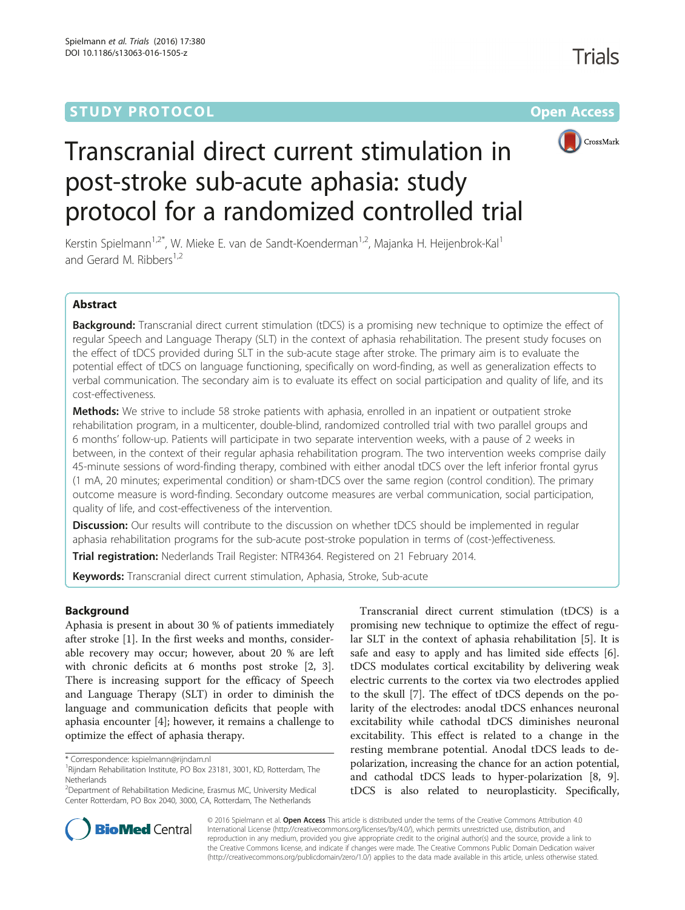STUDY PROTOCOL Open Access

# Transcranial direct current stimulation in post-stroke sub-acute aphasia: study protocol for a randomized controlled trial

Kerstin Spielmann[1,2*], W. Mieke E. van de Sandt-Koenderman[1,2], Majanka H. Heijenbrok-Kal[1] and Gerard M. Ribbers[1,2]

## Abstract

**Background:** Transcranial direct current stimulation (tDCS) is a promising new technique to optimize the effect of regular Speech and Language Therapy (SLT) in the context of aphasia rehabilitation. The present study focuses on the effect of tDCS provided during SLT in the sub-acute stage after stroke. The primary aim is to evaluate the potential effect of tDCS on language functioning, specifically on word-finding, as well as generalization effects to verbal communication. The secondary aim is to evaluate its effect on social participation and quality of life, and its cost-effectiveness.

**Methods:** We strive to include 58 stroke patients with aphasia, enrolled in an inpatient or outpatient stroke rehabilitation program, in a multicenter, double-blind, randomized controlled trial with two parallel groups and 6 months' follow-up. Patients will participate in two separate intervention weeks, with a pause of 2 weeks in between, in the context of their regular aphasia rehabilitation program. The two intervention weeks comprise daily 45-minute sessions of word-finding therapy, combined with either anodal tDCS over the left inferior frontal gyrus (1 mA, 20 minutes; experimental condition) or sham-tDCS over the same region (control condition). The primary outcome measure is word-finding. Secondary outcome measures are verbal communication, social participation, quality of life, and cost-effectiveness of the intervention.

**Discussion:** Our results will contribute to the discussion on whether tDCS should be implemented in regular aphasia rehabilitation programs for the sub-acute post-stroke population in terms of (cost-)effectiveness.

**Trial registration:** Nederlands Trail Register: NTR4364. Registered on 21 February 2014.

**Keywords:** Transcranial direct current stimulation, Aphasia, Stroke, Sub-acute

## Background

Aphasia is present in about 30 % of patients immediately after stroke [1]. In the first weeks and months, considerable recovery may occur; however, about 20 % are left with chronic deficits at 6 months post stroke [2, 3]. There is increasing support for the efficacy of Speech and Language Therapy (SLT) in order to diminish the language and communication deficits that people with aphasia encounter [4]; however, it remains a challenge to optimize the effect of aphasia therapy.

Transcranial direct current stimulation (tDCS) is a promising new technique to optimize the effect of regular SLT in the context of aphasia rehabilitation [5]. It is safe and easy to apply and has limited side effects [6]. tDCS modulates cortical excitability by delivering weak electric currents to the cortex via two electrodes applied to the skull [7]. The effect of tDCS depends on the polarity of the electrodes: anodal tDCS enhances neuronal excitability while cathodal tDCS diminishes neuronal excitability. This effect is related to a change in the resting membrane potential. Anodal tDCS leads to depolarization, increasing the chance for an action potential, and cathodal tDCS leads to hyper-polarization [8, 9]. tDCS is also related to neuroplasticity. Specifically,

\* Correspondence: kspielmann@rijndam.nl
[1]Rijndam Rehabilitation Institute, PO Box 23181, 3001, KD, Rotterdam, The Netherlands
[2]Department of Rehabilitation Medicine, Erasmus MC, University Medical Center Rotterdam, PO Box 2040, 3000, CA, Rotterdam, The Netherlands

© 2016 Spielmann et al. **Open Access** This article is distributed under the terms of the Creative Commons Attribution 4.0 International License (http://creativecommons.org/licenses/by/4.0/), which permits unrestricted use, distribution, and reproduction in any medium, provided you give appropriate credit to the original author(s) and the source, provide a link to the Creative Commons license, and indicate if changes were made. The Creative Commons Public Domain Dedication waiver (http://creativecommons.org/publicdomain/zero/1.0/) applies to the data made available in this article, unless otherwise stated.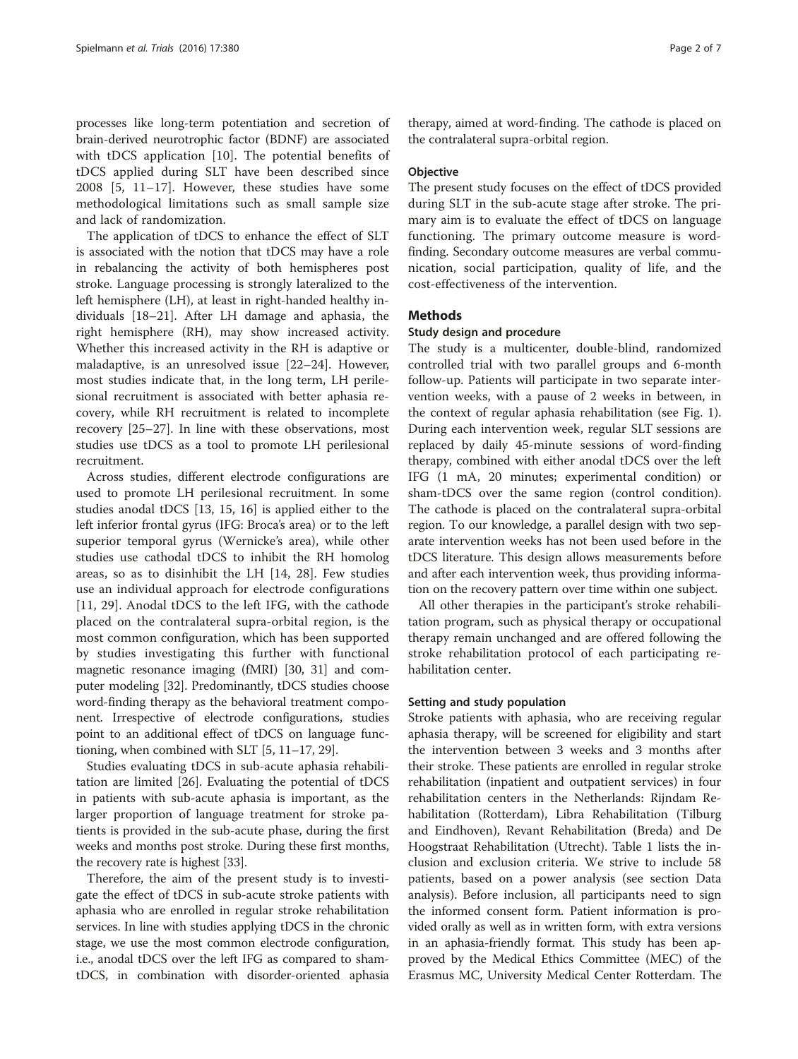processes like long-term potentiation and secretion of brain-derived neurotrophic factor (BDNF) are associated with tDCS application [10]. The potential benefits of tDCS applied during SLT have been described since 2008 [5, 11–17]. However, these studies have some methodological limitations such as small sample size and lack of randomization.

The application of tDCS to enhance the effect of SLT is associated with the notion that tDCS may have a role in rebalancing the activity of both hemispheres post stroke. Language processing is strongly lateralized to the left hemisphere (LH), at least in right-handed healthy individuals [18–21]. After LH damage and aphasia, the right hemisphere (RH), may show increased activity. Whether this increased activity in the RH is adaptive or maladaptive, is an unresolved issue [22–24]. However, most studies indicate that, in the long term, LH perilesional recruitment is associated with better aphasia recovery, while RH recruitment is related to incomplete recovery [25–27]. In line with these observations, most studies use tDCS as a tool to promote LH perilesional recruitment.

Across studies, different electrode configurations are used to promote LH perilesional recruitment. In some studies anodal tDCS [13, 15, 16] is applied either to the left inferior frontal gyrus (IFG: Broca's area) or to the left superior temporal gyrus (Wernicke's area), while other studies use cathodal tDCS to inhibit the RH homolog areas, so as to disinhibit the LH [14, 28]. Few studies use an individual approach for electrode configurations [11, 29]. Anodal tDCS to the left IFG, with the cathode placed on the contralateral supra-orbital region, is the most common configuration, which has been supported by studies investigating this further with functional magnetic resonance imaging (fMRI) [30, 31] and computer modeling [32]. Predominantly, tDCS studies choose word-finding therapy as the behavioral treatment component. Irrespective of electrode configurations, studies point to an additional effect of tDCS on language functioning, when combined with SLT [5, 11–17, 29].

Studies evaluating tDCS in sub-acute aphasia rehabilitation are limited [26]. Evaluating the potential of tDCS in patients with sub-acute aphasia is important, as the larger proportion of language treatment for stroke patients is provided in the sub-acute phase, during the first weeks and months post stroke. During these first months, the recovery rate is highest [33].

Therefore, the aim of the present study is to investigate the effect of tDCS in sub-acute stroke patients with aphasia who are enrolled in regular stroke rehabilitation services. In line with studies applying tDCS in the chronic stage, we use the most common electrode configuration, i.e., anodal tDCS over the left IFG as compared to sham-tDCS, in combination with disorder-oriented aphasia therapy, aimed at word-finding. The cathode is placed on the contralateral supra-orbital region.

### Objective

The present study focuses on the effect of tDCS provided during SLT in the sub-acute stage after stroke. The primary aim is to evaluate the effect of tDCS on language functioning. The primary outcome measure is word-finding. Secondary outcome measures are verbal communication, social participation, quality of life, and the cost-effectiveness of the intervention.

## Methods

### Study design and procedure

The study is a multicenter, double-blind, randomized controlled trial with two parallel groups and 6-month follow-up. Patients will participate in two separate intervention weeks, with a pause of 2 weeks in between, in the context of regular aphasia rehabilitation (see Fig. 1). During each intervention week, regular SLT sessions are replaced by daily 45-minute sessions of word-finding therapy, combined with either anodal tDCS over the left IFG (1 mA, 20 minutes; experimental condition) or sham-tDCS over the same region (control condition). The cathode is placed on the contralateral supra-orbital region. To our knowledge, a parallel design with two separate intervention weeks has not been used before in the tDCS literature. This design allows measurements before and after each intervention week, thus providing information on the recovery pattern over time within one subject.

All other therapies in the participant's stroke rehabilitation program, such as physical therapy or occupational therapy remain unchanged and are offered following the stroke rehabilitation protocol of each participating rehabilitation center.

### Setting and study population

Stroke patients with aphasia, who are receiving regular aphasia therapy, will be screened for eligibility and start the intervention between 3 weeks and 3 months after their stroke. These patients are enrolled in regular stroke rehabilitation (inpatient and outpatient services) in four rehabilitation centers in the Netherlands: Rijndam Rehabilitation (Rotterdam), Libra Rehabilitation (Tilburg and Eindhoven), Revant Rehabilitation (Breda) and De Hoogstraat Rehabilitation (Utrecht). Table 1 lists the inclusion and exclusion criteria. We strive to include 58 patients, based on a power analysis (see section Data analysis). Before inclusion, all participants need to sign the informed consent form. Patient information is provided orally as well as in written form, with extra versions in an aphasia-friendly format. This study has been approved by the Medical Ethics Committee (MEC) of the Erasmus MC, University Medical Center Rotterdam. The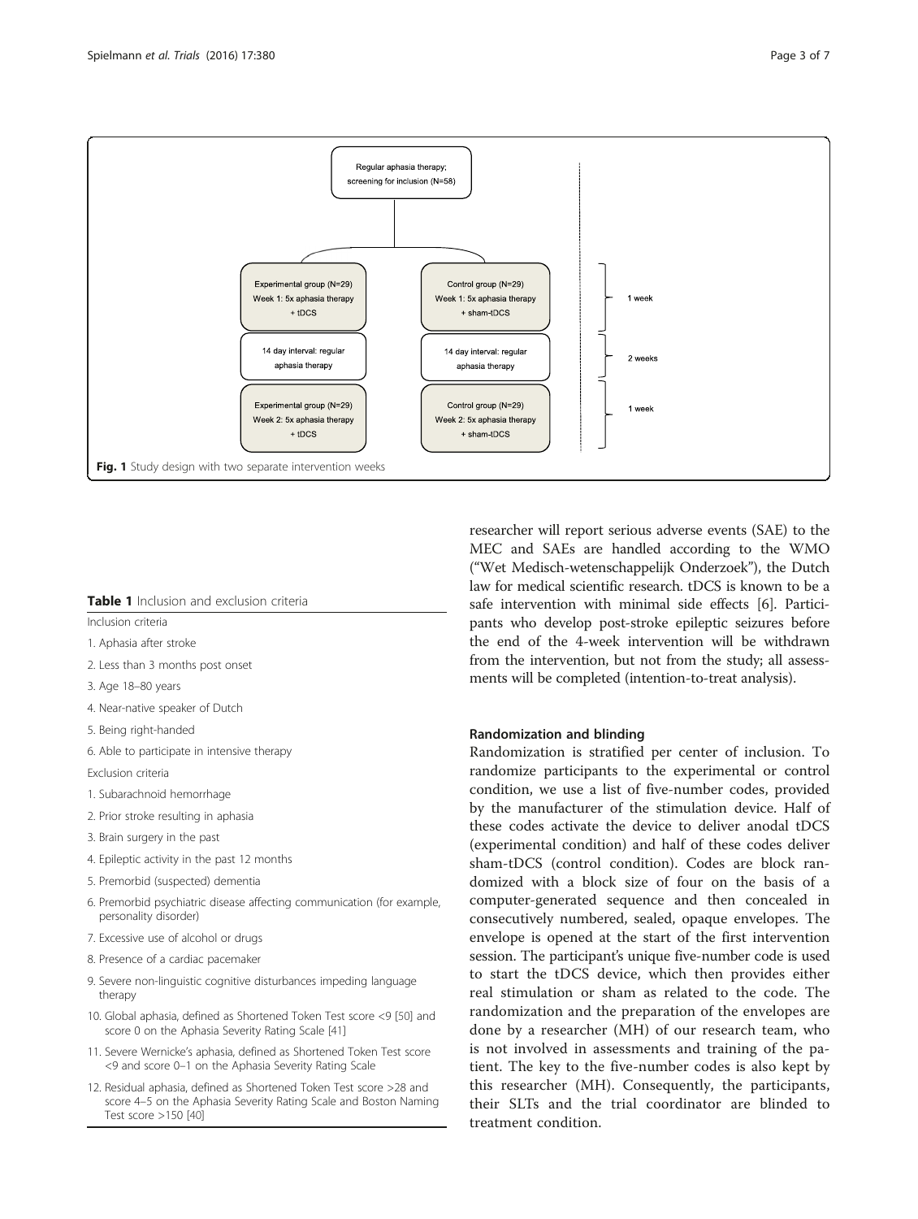Regular aphasia therapy; screening for inclusion (N=58)

Experimental group (N=29)
Week 1: 5x aphasia therapy + tDCS

Control group (N=29)
Week 1: 5x aphasia therapy + sham-tDCS

1 week

14 day interval: regular aphasia therapy

14 day interval: regular aphasia therapy

2 weeks

Experimental group (N=29)
Week 2: 5x aphasia therapy + tDCS

Control group (N=29)
Week 2: 5x aphasia therapy + sham-tDCS

1 week

**Fig. 1** Study design with two separate intervention weeks

**Table 1** Inclusion and exclusion criteria

Inclusion criteria

1. Aphasia after stroke
2. Less than 3 months post onset
3. Age 18–80 years
4. Near-native speaker of Dutch
5. Being right-handed
6. Able to participate in intensive therapy

Exclusion criteria

1. Subarachnoid hemorrhage
2. Prior stroke resulting in aphasia
3. Brain surgery in the past
4. Epileptic activity in the past 12 months
5. Premorbid (suspected) dementia
6. Premorbid psychiatric disease affecting communication (for example, personality disorder)
7. Excessive use of alcohol or drugs
8. Presence of a cardiac pacemaker
9. Severe non-linguistic cognitive disturbances impeding language therapy
10. Global aphasia, defined as Shortened Token Test score <9 [50] and score 0 on the Aphasia Severity Rating Scale [41]
11. Severe Wernicke's aphasia, defined as Shortened Token Test score <9 and score 0–1 on the Aphasia Severity Rating Scale
12. Residual aphasia, defined as Shortened Token Test score >28 and score 4–5 on the Aphasia Severity Rating Scale and Boston Naming Test score >150 [40]

researcher will report serious adverse events (SAE) to the MEC and SAEs are handled according to the WMO ("Wet Medisch-wetenschappelijk Onderzoek"), the Dutch law for medical scientific research. tDCS is known to be a safe intervention with minimal side effects [6]. Participants who develop post-stroke epileptic seizures before the end of the 4-week intervention will be withdrawn from the intervention, but not from the study; all assessments will be completed (intention-to-treat analysis).

### Randomization and blinding

Randomization is stratified per center of inclusion. To randomize participants to the experimental or control condition, we use a list of five-number codes, provided by the manufacturer of the stimulation device. Half of these codes activate the device to deliver anodal tDCS (experimental condition) and half of these codes deliver sham-tDCS (control condition). Codes are block randomized with a block size of four on the basis of a computer-generated sequence and then concealed in consecutively numbered, sealed, opaque envelopes. The envelope is opened at the start of the first intervention session. The participant's unique five-number code is used to start the tDCS device, which then provides either real stimulation or sham as related to the code. The randomization and the preparation of the envelopes are done by a researcher (MH) of our research team, who is not involved in assessments and training of the patient. The key to the five-number codes is also kept by this researcher (MH). Consequently, the participants, their SLTs and the trial coordinator are blinded to treatment condition.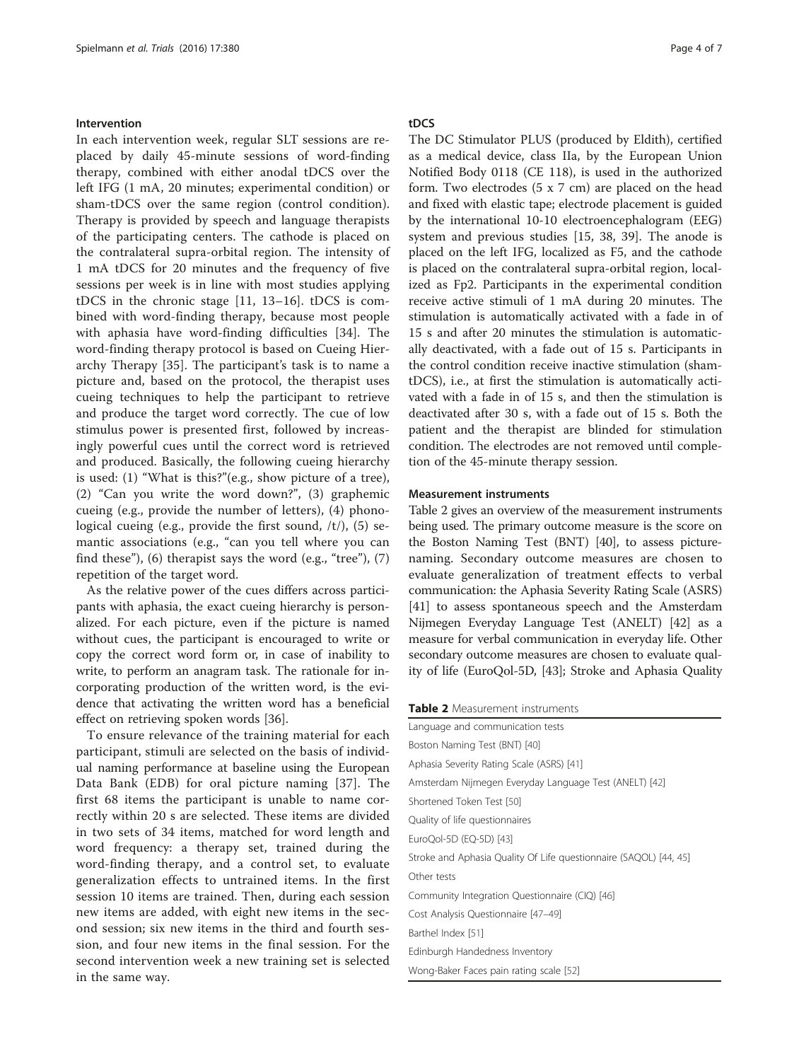### Intervention

In each intervention week, regular SLT sessions are replaced by daily 45-minute sessions of word-finding therapy, combined with either anodal tDCS over the left IFG (1 mA, 20 minutes; experimental condition) or sham-tDCS over the same region (control condition). Therapy is provided by speech and language therapists of the participating centers. The cathode is placed on the contralateral supra-orbital region. The intensity of 1 mA tDCS for 20 minutes and the frequency of five sessions per week is in line with most studies applying tDCS in the chronic stage [11, 13–16]. tDCS is combined with word-finding therapy, because most people with aphasia have word-finding difficulties [34]. The word-finding therapy protocol is based on Cueing Hierarchy Therapy [35]. The participant's task is to name a picture and, based on the protocol, the therapist uses cueing techniques to help the participant to retrieve and produce the target word correctly. The cue of low stimulus power is presented first, followed by increasingly powerful cues until the correct word is retrieved and produced. Basically, the following cueing hierarchy is used: (1) "What is this?"(e.g., show picture of a tree), (2) "Can you write the word down?", (3) graphemic cueing (e.g., provide the number of letters), (4) phonological cueing (e.g., provide the first sound, /t/), (5) semantic associations (e.g., "can you tell where you can find these"), (6) therapist says the word (e.g., "tree"), (7) repetition of the target word.

As the relative power of the cues differs across participants with aphasia, the exact cueing hierarchy is personalized. For each picture, even if the picture is named without cues, the participant is encouraged to write or copy the correct word form or, in case of inability to write, to perform an anagram task. The rationale for incorporating production of the written word, is the evidence that activating the written word has a beneficial effect on retrieving spoken words [36].

To ensure relevance of the training material for each participant, stimuli are selected on the basis of individual naming performance at baseline using the European Data Bank (EDB) for oral picture naming [37]. The first 68 items the participant is unable to name correctly within 20 s are selected. These items are divided in two sets of 34 items, matched for word length and word frequency: a therapy set, trained during the word-finding therapy, and a control set, to evaluate generalization effects to untrained items. In the first session 10 items are trained. Then, during each session new items are added, with eight new items in the second session; six new items in the third and fourth session, and four new items in the final session. For the second intervention week a new training set is selected in the same way.

### tDCS

The DC Stimulator PLUS (produced by Eldith), certified as a medical device, class IIa, by the European Union Notified Body 0118 (CE 118), is used in the authorized form. Two electrodes (5 x 7 cm) are placed on the head and fixed with elastic tape; electrode placement is guided by the international 10-10 electroencephalogram (EEG) system and previous studies [15, 38, 39]. The anode is placed on the left IFG, localized as F5, and the cathode is placed on the contralateral supra-orbital region, localized as Fp2. Participants in the experimental condition receive active stimuli of 1 mA during 20 minutes. The stimulation is automatically activated with a fade in of 15 s and after 20 minutes the stimulation is automatically deactivated, with a fade out of 15 s. Participants in the control condition receive inactive stimulation (sham-tDCS), i.e., at first the stimulation is automatically activated with a fade in of 15 s, and then the stimulation is deactivated after 30 s, with a fade out of 15 s. Both the patient and the therapist are blinded for stimulation condition. The electrodes are not removed until completion of the 45-minute therapy session.

### Measurement instruments

Table 2 gives an overview of the measurement instruments being used. The primary outcome measure is the score on the Boston Naming Test (BNT) [40], to assess picture-naming. Secondary outcome measures are chosen to evaluate generalization of treatment effects to verbal communication: the Aphasia Severity Rating Scale (ASRS) [41] to assess spontaneous speech and the Amsterdam Nijmegen Everyday Language Test (ANELT) [42] as a measure for verbal communication in everyday life. Other secondary outcome measures are chosen to evaluate quality of life (EuroQol-5D, [43]; Stroke and Aphasia Quality

**Table 2** Measurement instruments

| |
|---|
| Language and communication tests |
| Boston Naming Test (BNT) [40] |
| Aphasia Severity Rating Scale (ASRS) [41] |
| Amsterdam Nijmegen Everyday Language Test (ANELT) [42] |
| Shortened Token Test [50] |
| Quality of life questionnaires |
| EuroQol-5D (EQ-5D) [43] |
| Stroke and Aphasia Quality Of Life questionnaire (SAQOL) [44, 45] |
| Other tests |
| Community Integration Questionnaire (CIQ) [46] |
| Cost Analysis Questionnaire [47–49] |
| Barthel Index [51] |
| Edinburgh Handedness Inventory |
| Wong-Baker Faces pain rating scale [52] |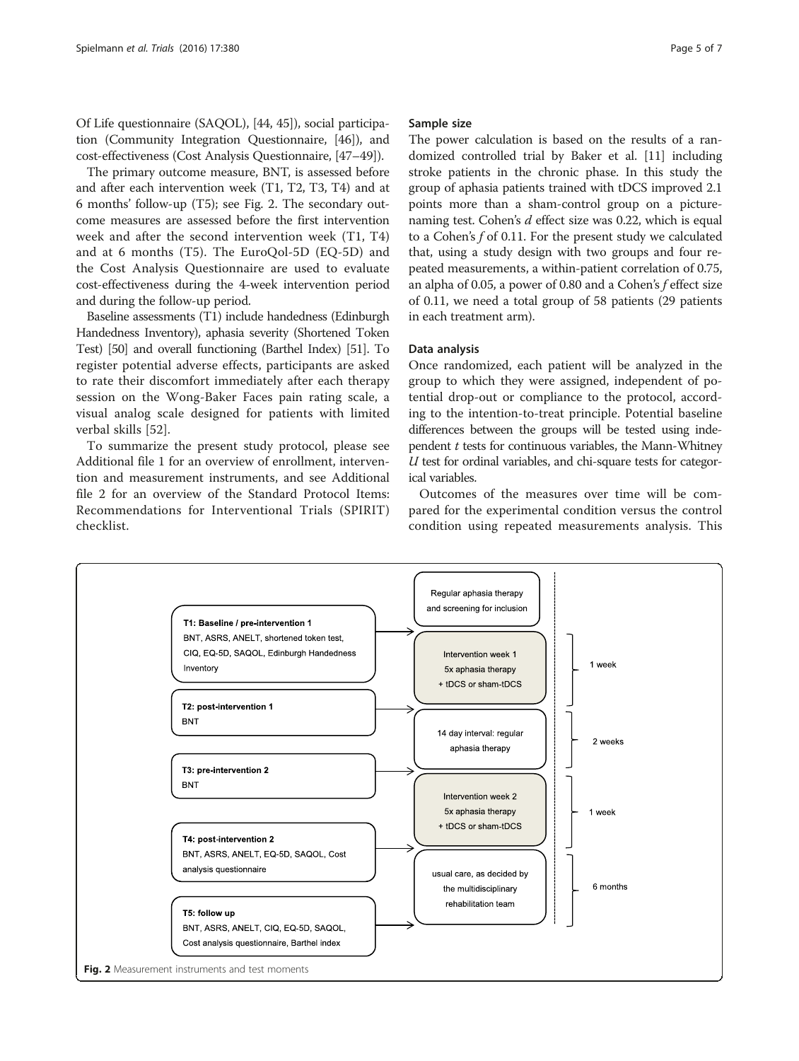Of Life questionnaire (SAQOL), [44, 45]), social participation (Community Integration Questionnaire, [46]), and cost-effectiveness (Cost Analysis Questionnaire, [47–49]).

The primary outcome measure, BNT, is assessed before and after each intervention week (T1, T2, T3, T4) and at 6 months' follow-up (T5); see Fig. 2. The secondary outcome measures are assessed before the first intervention week and after the second intervention week (T1, T4) and at 6 months (T5). The EuroQol-5D (EQ-5D) and the Cost Analysis Questionnaire are used to evaluate cost-effectiveness during the 4-week intervention period and during the follow-up period.

Baseline assessments (T1) include handedness (Edinburgh Handedness Inventory), aphasia severity (Shortened Token Test) [50] and overall functioning (Barthel Index) [51]. To register potential adverse effects, participants are asked to rate their discomfort immediately after each therapy session on the Wong-Baker Faces pain rating scale, a visual analog scale designed for patients with limited verbal skills [52].

To summarize the present study protocol, please see Additional file 1 for an overview of enrollment, intervention and measurement instruments, and see Additional file 2 for an overview of the Standard Protocol Items: Recommendations for Interventional Trials (SPIRIT) checklist.

### Sample size

The power calculation is based on the results of a randomized controlled trial by Baker et al. [11] including stroke patients in the chronic phase. In this study the group of aphasia patients trained with tDCS improved 2.1 points more than a sham-control group on a picture-naming test. Cohen's $d$ effect size was 0.22, which is equal to a Cohen's $f$ of 0.11. For the present study we calculated that, using a study design with two groups and four repeated measurements, a within-patient correlation of 0.75, an alpha of 0.05, a power of 0.80 and a Cohen's $f$ effect size of 0.11, we need a total group of 58 patients (29 patients in each treatment arm).

### Data analysis

Once randomized, each patient will be analyzed in the group to which they were assigned, independent of potential drop-out or compliance to the protocol, according to the intention-to-treat principle. Potential baseline differences between the groups will be tested using independent $t$ tests for continuous variables, the Mann-Whitney $U$ test for ordinal variables, and chi-square tests for categorical variables.

Outcomes of the measures over time will be compared for the experimental condition versus the control condition using repeated measurements analysis. This

| Measurement | Intervention | Duration |
|---|---|---|
| | Regular aphasia therapy and screening for inclusion | |
| **T1: Baseline / pre-intervention 1** BNT, ASRS, ANELT, shortened token test, CIQ, EQ-5D, SAQOL, Edinburgh Handedness Inventory | Intervention week 1 5x aphasia therapy + tDCS or sham-tDCS | 1 week |
| **T2: post-intervention 1** BNT | 14 day interval: regular aphasia therapy | 2 weeks |
| **T3: pre-intervention 2** BNT | Intervention week 2 5x aphasia therapy + tDCS or sham-tDCS | 1 week |
| **T4: post-intervention 2** BNT, ASRS, ANELT, EQ-5D, SAQOL, Cost analysis questionnaire | usual care, as decided by the multidisciplinary rehabilitation team | 6 months |
| **T5: follow up** BNT, ASRS, ANELT, CIQ, EQ-5D, SAQOL, Cost analysis questionnaire, Barthel index | | |

**Fig. 2** Measurement instruments and test moments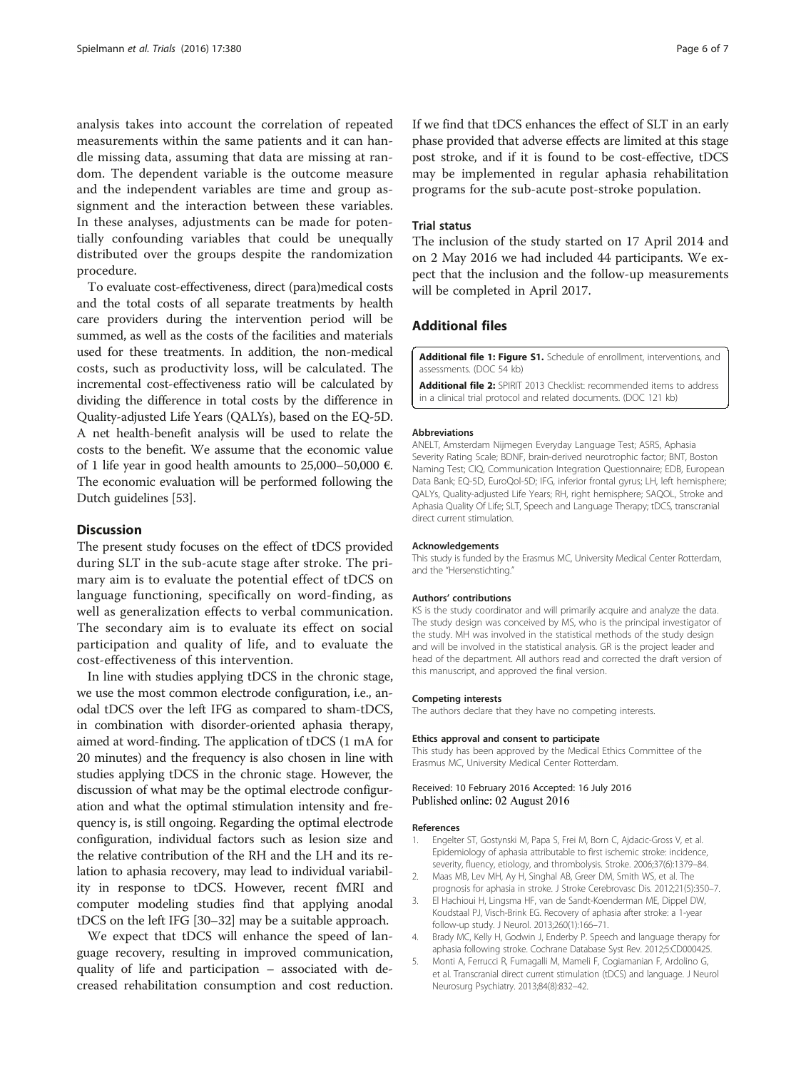analysis takes into account the correlation of repeated measurements within the same patients and it can handle missing data, assuming that data are missing at random. The dependent variable is the outcome measure and the independent variables are time and group assignment and the interaction between these variables. In these analyses, adjustments can be made for potentially confounding variables that could be unequally distributed over the groups despite the randomization procedure.

To evaluate cost-effectiveness, direct (para)medical costs and the total costs of all separate treatments by health care providers during the intervention period will be summed, as well as the costs of the facilities and materials used for these treatments. In addition, the non-medical costs, such as productivity loss, will be calculated. The incremental cost-effectiveness ratio will be calculated by dividing the difference in total costs by the difference in Quality-adjusted Life Years (QALYs), based on the EQ-5D. A net health-benefit analysis will be used to relate the costs to the benefit. We assume that the economic value of 1 life year in good health amounts to 25,000–50,000 €. The economic evaluation will be performed following the Dutch guidelines [53].

## Discussion

The present study focuses on the effect of tDCS provided during SLT in the sub-acute stage after stroke. The primary aim is to evaluate the potential effect of tDCS on language functioning, specifically on word-finding, as well as generalization effects to verbal communication. The secondary aim is to evaluate its effect on social participation and quality of life, and to evaluate the cost-effectiveness of this intervention.

In line with studies applying tDCS in the chronic stage, we use the most common electrode configuration, i.e., anodal tDCS over the left IFG as compared to sham-tDCS, in combination with disorder-oriented aphasia therapy, aimed at word-finding. The application of tDCS (1 mA for 20 minutes) and the frequency is also chosen in line with studies applying tDCS in the chronic stage. However, the discussion of what may be the optimal electrode configuration and what the optimal stimulation intensity and frequency is, is still ongoing. Regarding the optimal electrode configuration, individual factors such as lesion size and the relative contribution of the RH and the LH and its relation to aphasia recovery, may lead to individual variability in response to tDCS. However, recent fMRI and computer modeling studies find that applying anodal tDCS on the left IFG [30–32] may be a suitable approach.

We expect that tDCS will enhance the speed of language recovery, resulting in improved communication, quality of life and participation – associated with decreased rehabilitation consumption and cost reduction. If we find that tDCS enhances the effect of SLT in an early phase provided that adverse effects are limited at this stage post stroke, and if it is found to be cost-effective, tDCS may be implemented in regular aphasia rehabilitation programs for the sub-acute post-stroke population.

## Trial status

The inclusion of the study started on 17 April 2014 and on 2 May 2016 we had included 44 participants. We expect that the inclusion and the follow-up measurements will be completed in April 2017.

## Additional files

**Additional file 1: Figure S1.** Schedule of enrollment, interventions, and assessments. (DOC 54 kb)

**Additional file 2:** SPIRIT 2013 Checklist: recommended items to address in a clinical trial protocol and related documents. (DOC 121 kb)

#### Abbreviations

ANELT, Amsterdam Nijmegen Everyday Language Test; ASRS, Aphasia Severity Rating Scale; BDNF, brain-derived neurotrophic factor; BNT, Boston Naming Test; CIQ, Communication Integration Questionnaire; EDB, European Data Bank; EQ-5D, EuroQol-5D; IFG, inferior frontal gyrus; LH, left hemisphere; QALYs, Quality-adjusted Life Years; RH, right hemisphere; SAQOL, Stroke and Aphasia Quality Of Life; SLT, Speech and Language Therapy; tDCS, transcranial direct current stimulation.

#### Acknowledgements

This study is funded by the Erasmus MC, University Medical Center Rotterdam, and the "Hersenstichting."

#### Authors' contributions

KS is the study coordinator and will primarily acquire and analyze the data. The study design was conceived by MS, who is the principal investigator of the study. MH was involved in the statistical methods of the study design and will be involved in the statistical analysis. GR is the project leader and head of the department. All authors read and corrected the draft version of this manuscript, and approved the final version.

#### Competing interests

The authors declare that they have no competing interests.

#### Ethics approval and consent to participate

This study has been approved by the Medical Ethics Committee of the Erasmus MC, University Medical Center Rotterdam.

Received: 10 February 2016 Accepted: 16 July 2016
Published online: 02 August 2016

#### References

1. Engelter ST, Gostynski M, Papa S, Frei M, Born C, Ajdacic-Gross V, et al. Epidemiology of aphasia attributable to first ischemic stroke: incidence, severity, fluency, etiology, and thrombolysis. Stroke. 2006;37(6):1379–84.
2. Maas MB, Lev MH, Ay H, Singhal AB, Greer DM, Smith WS, et al. The prognosis for aphasia in stroke. J Stroke Cerebrovasc Dis. 2012;21(5):350–7.
3. El Hachioui H, Lingsma HF, van de Sandt-Koenderman ME, Dippel DW, Koudstaal PJ, Visch-Brink EG. Recovery of aphasia after stroke: a 1-year follow-up study. J Neurol. 2013;260(1):166–71.
4. Brady MC, Kelly H, Godwin J, Enderby P. Speech and language therapy for aphasia following stroke. Cochrane Database Syst Rev. 2012;5:CD000425.
5. Monti A, Ferrucci R, Fumagalli M, Mameli F, Cogiamanian F, Ardolino G, et al. Transcranial direct current stimulation (tDCS) and language. J Neurol Neurosurg Psychiatry. 2013;84(8):832–42.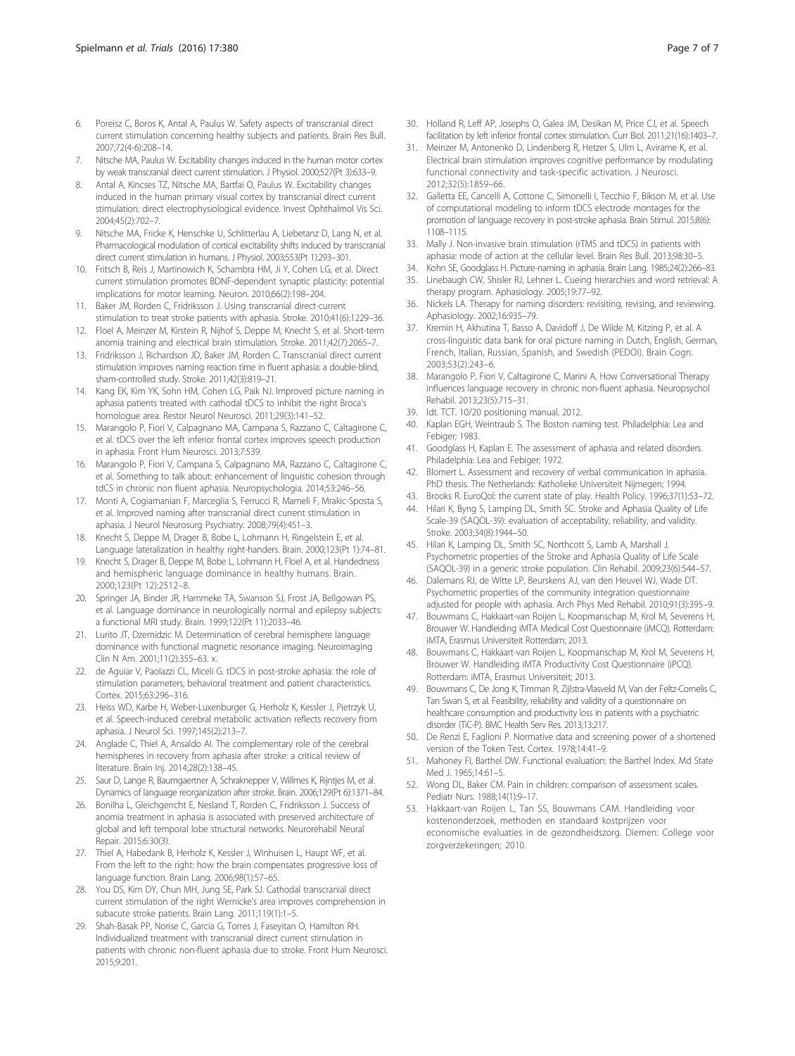6. Poreisz C, Boros K, Antal A, Paulus W. Safety aspects of transcranial direct current stimulation concerning healthy subjects and patients. Brain Res Bull. 2007;72(4-6):208–14.
7. Nitsche MA, Paulus W. Excitability changes induced in the human motor cortex by weak transcranial direct current stimulation. J Physiol. 2000;527(Pt 3):633–9.
8. Antal A, Kincses TZ, Nitsche MA, Bartfai O, Paulus W. Excitability changes induced in the human primary visual cortex by transcranial direct current stimulation: direct electrophysiological evidence. Invest Ophthalmol Vis Sci. 2004;45(2):702–7.
9. Nitsche MA, Fricke K, Henschke U, Schlitterlau A, Liebetanz D, Lang N, et al. Pharmacological modulation of cortical excitability shifts induced by transcranial direct current stimulation in humans. J Physiol. 2003;553(Pt 1):293–301.
10. Fritsch B, Reis J, Martinowich K, Schambra HM, Ji Y, Cohen LG, et al. Direct current stimulation promotes BDNF-dependent synaptic plasticity: potential implications for motor learning. Neuron. 2010;66(2):198–204.
11. Baker JM, Rorden C, Fridriksson J. Using transcranial direct-current stimulation to treat stroke patients with aphasia. Stroke. 2010;41(6):1229–36.
12. Floel A, Meinzer M, Kirstein R, Nijhof S, Deppe M, Knecht S, et al. Short-term anomia training and electrical brain stimulation. Stroke. 2011;42(7):2065–7.
13. Fridriksson J, Richardson JD, Baker JM, Rorden C. Transcranial direct current stimulation improves naming reaction time in fluent aphasia: a double-blind, sham-controlled study. Stroke. 2011;42(3):819–21.
14. Kang EK, Kim YK, Sohn HM, Cohen LG, Paik NJ. Improved picture naming in aphasia patients treated with cathodal tDCS to inhibit the right Broca's homologue area. Restor Neurol Neurosci. 2011;29(3):141–52.
15. Marangolo P, Fiori V, Calpagnano MA, Campana S, Razzano C, Caltagirone C, et al. tDCS over the left inferior frontal cortex improves speech production in aphasia. Front Hum Neurosci. 2013;7:539.
16. Marangolo P, Fiori V, Campana S, Calpagnano MA, Razzano C, Caltagirone C, et al. Something to talk about: enhancement of linguistic cohesion through tdCS in chronic non fluent aphasia. Neuropsychologia. 2014;53:246–56.
17. Monti A, Cogiamanian F, Marceglia S, Ferrucci R, Mameli F, Mrakic-Sposta S, et al. Improved naming after transcranial direct current stimulation in aphasia. J Neurol Neurosurg Psychiatry. 2008;79(4):451–3.
18. Knecht S, Deppe M, Drager B, Bobe L, Lohmann H, Ringelstein E, et al. Language lateralization in healthy right-handers. Brain. 2000;123(Pt 1):74–81.
19. Knecht S, Drager B, Deppe M, Bobe L, Lohmann H, Floel A, et al. Handedness and hemispheric language dominance in healthy humans. Brain. 2000;123(Pt 12):2512–8.
20. Springer JA, Binder JR, Hammeke TA, Swanson SJ, Frost JA, Bellgowan PS, et al. Language dominance in neurologically normal and epilepsy subjects: a functional MRI study. Brain. 1999;122(Pt 11):2033–46.
21. Lurito JT, Dzemidzic M. Determination of cerebral hemisphere language dominance with functional magnetic resonance imaging. Neuroimaging Clin N Am. 2001;11(2):355–63. x.
22. de Aguiar V, Paolazzi CL, Miceli G. tDCS in post-stroke aphasia: the role of stimulation parameters, behavioral treatment and patient characteristics. Cortex. 2015;63:296–316.
23. Heiss WD, Karbe H, Weber-Luxenburger G, Herholz K, Kessler J, Pietrzyk U, et al. Speech-induced cerebral metabolic activation reflects recovery from aphasia. J Neurol Sci. 1997;145(2):213–7.
24. Anglade C, Thiel A, Ansaldo AI. The complementary role of the cerebral hemispheres in recovery from aphasia after stroke: a critical review of literature. Brain Inj. 2014;28(2):138–45.
25. Saur D, Lange R, Baumgaertner A, Schraknepper V, Willmes K, Rijntjes M, et al. Dynamics of language reorganization after stroke. Brain. 2006;129(Pt 6):1371–84.
26. Bonilha L, Gleichgerrcht E, Nesland T, Rorden C, Fridriksson J. Success of anomia treatment in aphasia is associated with preserved architecture of global and left temporal lobe structural networks. Neurorehabil Neural Repair. 2015;6:30(3).
27. Thiel A, Habedank B, Herholz K, Kessler J, Winhuisen L, Haupt WF, et al. From the left to the right: how the brain compensates progressive loss of language function. Brain Lang. 2006;98(1):57–65.
28. You DS, Kim DY, Chun MH, Jung SE, Park SJ. Cathodal transcranial direct current stimulation of the right Wernicke's area improves comprehension in subacute stroke patients. Brain Lang. 2011;119(1):1–5.
29. Shah-Basak PP, Norise C, Garcia G, Torres J, Faseyitan O, Hamilton RH. Individualized treatment with transcranial direct current stimulation in patients with chronic non-fluent aphasia due to stroke. Front Hum Neurosci. 2015;9:201.
30. Holland R, Leff AP, Josephs O, Galea JM, Desikan M, Price CJ, et al. Speech facilitation by left inferior frontal cortex stimulation. Curr Biol. 2011;21(16):1403–7.
31. Meinzer M, Antonenko D, Lindenberg R, Hetzer S, Ulm L, Avirame K, et al. Electrical brain stimulation improves cognitive performance by modulating functional connectivity and task-specific activation. J Neurosci. 2012;32(5):1859–66.
32. Galletta EE, Cancelli A, Cottone C, Simonelli I, Tecchio F, Bikson M, et al. Use of computational modeling to inform tDCS electrode montages for the promotion of language recovery in post-stroke aphasia. Brain Stimul. 2015;8(6): 1108–1115.
33. Mally J. Non-invasive brain stimulation (rTMS and tDCS) in patients with aphasia: mode of action at the cellular level. Brain Res Bull. 2013;98:30–5.
34. Kohn SE, Goodglass H. Picture-naming in aphasia. Brain Lang. 1985;24(2):266–83.
35. Linebaugh CW, Shisler RJ, Lehner L. Cueing hierarchies and word retrieval: A therapy program. Aphasiology. 2005;19:77–92.
36. Nickels LA. Therapy for naming disorders: revisiting, revising, and reviewing. Aphasiology. 2002;16:935–79.
37. Kremin H, Akhutina T, Basso A, Davidoff J, De Wilde M, Kitzing P, et al. A cross-linguistic data bank for oral picture naming in Dutch, English, German, French, Italian, Russian, Spanish, and Swedish (PEDOI). Brain Cogn. 2003;53(2):243–6.
38. Marangolo P, Fiori V, Caltagirone C, Marini A. How Conversational Therapy influences language recovery in chronic non-fluent aphasia. Neuropsychol Rehabil. 2013;23(5):715–31.
39. ldt. TCT. 10/20 positioning manual. 2012.
40. Kaplan EGH, Weintraub S. The Boston naming test. Philadelphia: Lea and Febiger; 1983.
41. Goodglass H, Kaplan E. The assessment of aphasia and related disorders. Philadelphia: Lea and Febiger; 1972.
42. Blomert L. Assessment and recovery of verbal communication in aphasia. PhD thesis. The Netherlands: Katholieke Universiteit Nijmegen; 1994.
43. Brooks R. EuroQol: the current state of play. Health Policy. 1996;37(1):53–72.
44. Hilari K, Byng S, Lamping DL, Smith SC. Stroke and Aphasia Quality of Life Scale-39 (SAQOL-39): evaluation of acceptability, reliability, and validity. Stroke. 2003;34(8):1944–50.
45. Hilari K, Lamping DL, Smith SC, Northcott S, Lamb A, Marshall J. Psychometric properties of the Stroke and Aphasia Quality of Life Scale (SAQOL-39) in a generic stroke population. Clin Rehabil. 2009;23(6):544–57.
46. Dalemans RJ, de Witte LP, Beurskens AJ, van den Heuvel WJ, Wade DT. Psychometric properties of the community integration questionnaire adjusted for people with aphasia. Arch Phys Med Rehabil. 2010;91(3):395–9.
47. Bouwmans C, Hakkaart-van Roijen L, Koopmanschap M, Krol M, Severens H, Brouwer W. Handleiding iMTA Medical Cost Questionnaire (iMCQ). Rotterdam: iMTA, Erasmus Universiteit Rotterdam; 2013.
48. Bouwmans C, Hakkaart-van Roijen L, Koopmanschap M, Krol M, Severens H, Brouwer W. Handleiding iMTA Productivity Cost Questionnaire (iPCQ). Rotterdam: iMTA, Erasmus Universiteit; 2013.
49. Bouwmans C, De Jong K, Timman R, Zijlstra-Vlasveld M, Van der Feltz-Cornelis C, Tan Swan S, et al. Feasibility, reliability and validity of a questionnaire on healthcare consumption and productivity loss in patients with a psychiatric disorder (TiC-P). BMC Health Serv Res. 2013;13:217.
50. De Renzi E, Faglioni P. Normative data and screening power of a shortened version of the Token Test. Cortex. 1978;14:41–9.
51. Mahoney FI, Barthel DW. Functional evaluation: the Barthel Index. Md State Med J. 1965;14:61–5.
52. Wong DL, Baker CM. Pain in children: comparison of assessment scales. Pediatr Nurs. 1988;14(1):9–17.
53. Hakkaart-van Roijen L, Tan SS, Bouwmans CAM. Handleiding voor kostenonderzoek, methoden en standaard kostprijzen voor economische evaluaties in de gezondheidszorg. Diemen: College voor zorgverzekeringen; 2010.